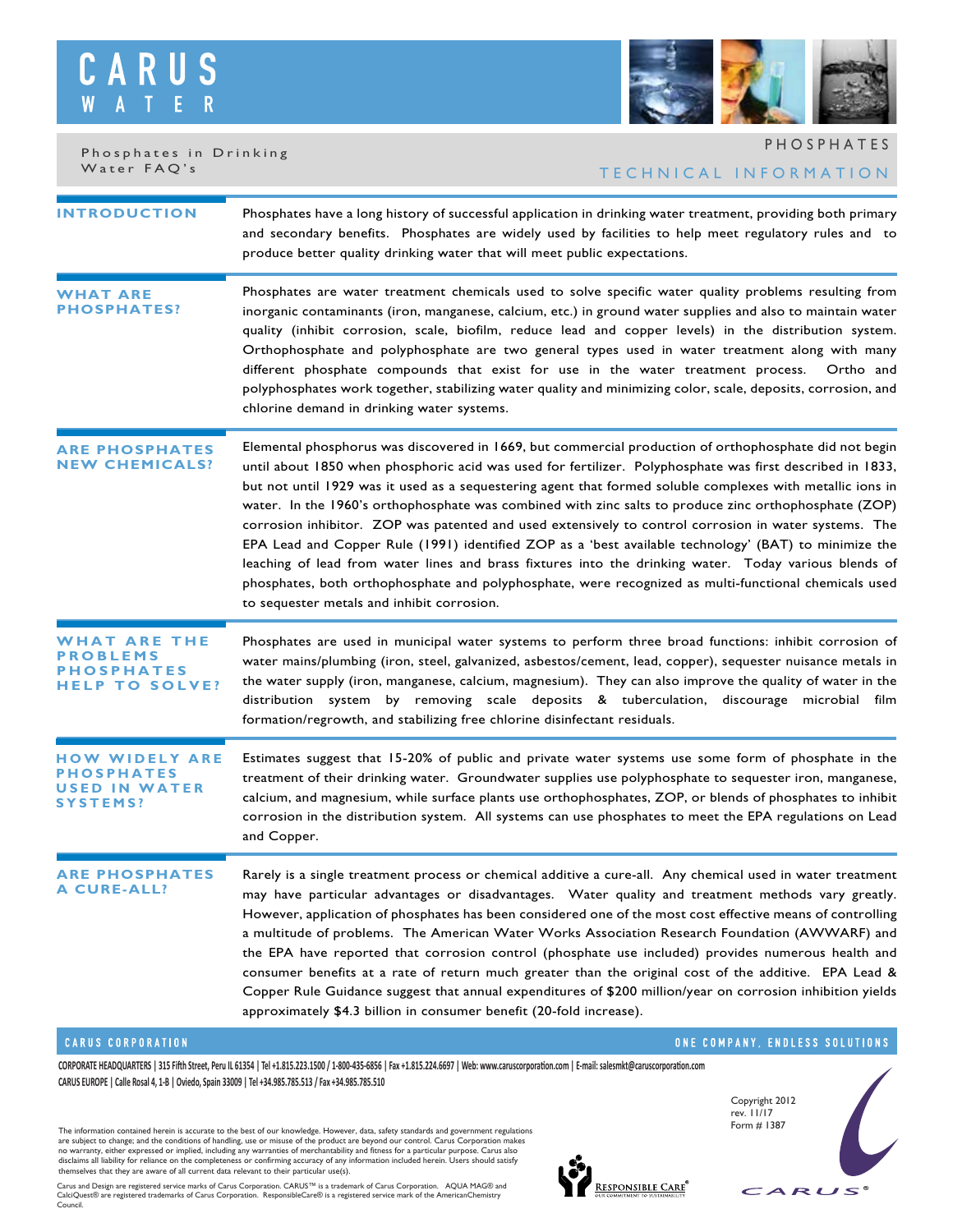CARUS WATER

Phosphates in Drinking Water FAQ's

PHOSPHATES

TECHNICAL INFORMATION

## INTRODUCTION

Phosphates have a long history of successful application in drinking water treatment, providing both primary and secondary benefits. Phosphates are widely used by facilities to help meet regulatory rules and to produce better quality drinking water that will meet public expectations.

## WHAT ARE PHOSPHATES?

Phosphates are water treatment chemicals used to solve specific water quality problems resulting from inorganic contaminants (iron, manganese, calcium, etc.) in ground water supplies and also to maintain water quality (inhibit corrosion, scale, biofilm, reduce lead and copper levels) in the distribution system. Orthophosphate and polyphosphate are two general types used in water treatment along with many different phosphate compounds that exist for use in the water treatment process. Ortho and polyphosphates work together, stabilizing water quality and minimizing color, scale, deposits, corrosion, and chlorine demand in drinking water systems.

## ARE PHOSPHATES NEW CHEMICALS?

Elemental phosphorus was discovered in 1669, but commercial production of orthophosphate did not begin until about 1850 when phosphoric acid was used for fertilizer. Polyphosphate was first described in 1833, but not until 1929 was it used as a sequestering agent that formed soluble complexes with metallic ions in water. In the 1960's orthophosphate was combined with zinc salts to produce zinc orthophosphate (ZOP) corrosion inhibitor. ZOP was patented and used extensively to control corrosion in water systems. The EPA Lead and Copper Rule (1991) identified ZOP as a 'best available technology' (BAT) to minimize the leaching of lead from water lines and brass fixtures into the drinking water. Today various blends of phosphates, both orthophosphate and polyphosphate, were recognized as multi-functional chemicals used to sequester metals and inhibit corrosion.

## WHAT ARE THE PROBLEMS PHOSPHATES HELP TO SOLVE?

Phosphates are used in municipal water systems to perform three broad functions: inhibit corrosion of water mains/plumbing (iron, steel, galvanized, asbestos/cement, lead, copper), sequester nuisance metals in the water supply (iron, manganese, calcium, magnesium). They can also improve the quality of water in the distribution system by removing scale deposits & tuberculation, discourage microbial film formation/regrowth, and stabilizing free chlorine disinfectant residuals.

## HOW WIDELY ARE PHOSPHATES USED IN WATER SYSTEMS?

Estimates suggest that 15-20% of public and private water systems use some form of phosphate in the treatment of their drinking water. Groundwater supplies use polyphosphate to sequester iron, manganese, calcium, and magnesium, while surface plants use orthophosphates, ZOP, or blends of phosphates to inhibit corrosion in the distribution system. All systems can use phosphates to meet the EPA regulations on Lead and Copper.

## ARE PHOSPHATES A CURE-ALL?

Rarely is a single treatment process or chemical additive a cure-all. Any chemical used in water treatment may have particular advantages or disadvantages. Water quality and treatment methods vary greatly. However, application of phosphates has been considered one of the most cost effective means of controlling a multitude of problems. The American Water Works Association Research Foundation (AWWARF) and the EPA have reported that corrosion control (phosphate use included) provides numerous health and consumer benefits at a rate of return much greater than the original cost of the additive. EPA Lead & Copper Rule Guidance suggest that annual expenditures of $200 million/year on corrosion inhibition yields approximately $4.3 billion in consumer benefit (20-fold increase).

CARUS CORPORATION — ONE COMPANY. ENDLESS SOLUTIONS

CORPORATE HEADQUARTERS | 315 Fifth Street, Peru IL 61354 | Tel +1.815.223.1500 / 1-800-435-6856 | Fax +1.815.224.6697 | Web: www.caruscorporation.com | E-mail: salesmkt@caruscorporation.com

CARUS EUROPE | Calle Rosal 4, 1-B | Oviedo, Spain 33009 | Tel +34.985.785.513 / Fax +34.985.785.510

The information contained herein is accurate to the best of our knowledge. However, data, safety standards and government regulations are subject to change; and the conditions of handling, use or misuse of the product are beyond our control. Carus Corporation makes no warranty, either expressed or implied, including any warranties of merchantability and fitness for a particular purpose. Carus also disclaims all liability for reliance on the completeness or confirming accuracy of any information included herein. Users should satisfy themselves that they are aware of all current data relevant to their particular use(s).

Carus and Design are registered service marks of Carus Corporation. CARUS™ is a trademark of Carus Corporation. AQUA MAG® and CalciQuest® are registered trademarks of Carus Corporation. ResponsibleCare® is a registered service mark of the AmericanChemistry Council.

Copyright 2012
rev. 11/17
Form # 1387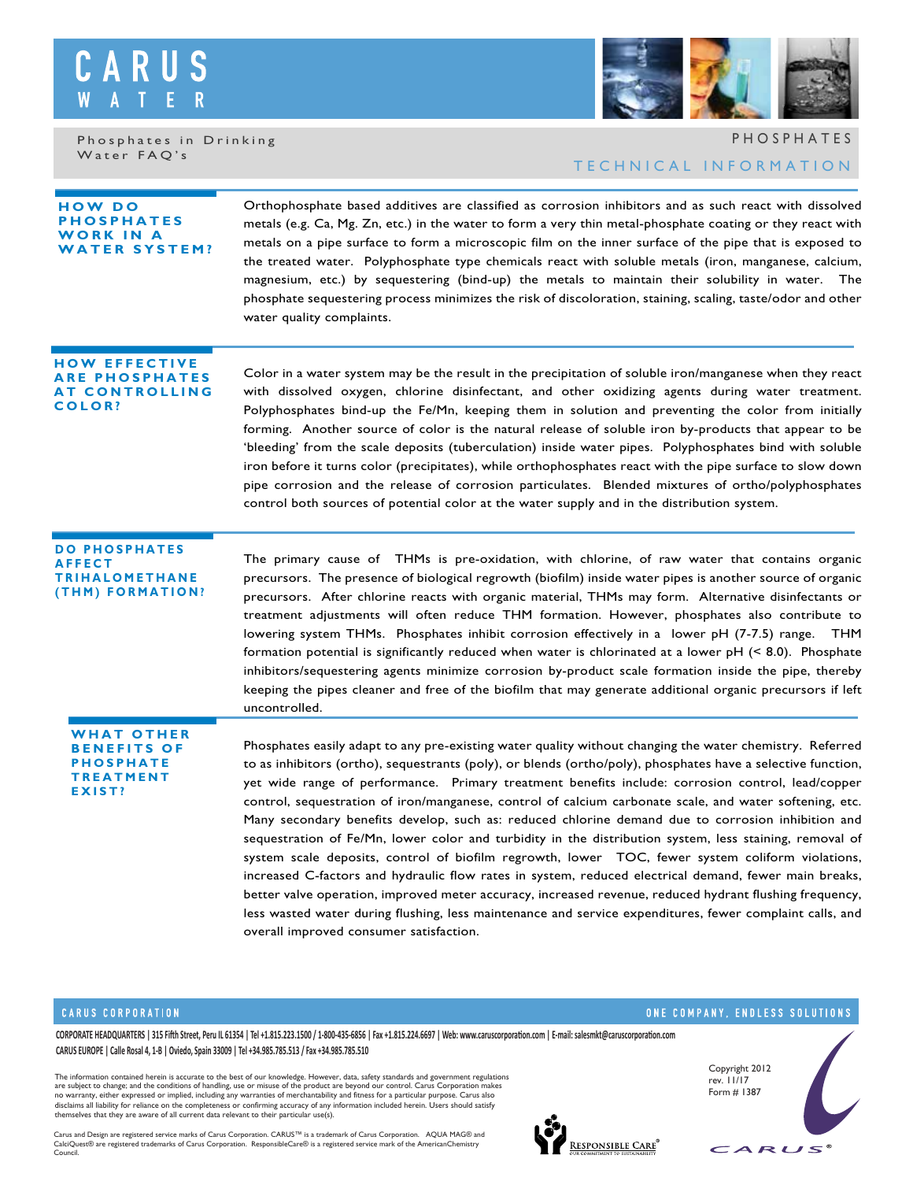# CARUS WATER

Phosphates in Drinking Water FAQ's

PHOSPHATES

TECHNICAL INFORMATION

## HOW DO PHOSPHATES WORK IN A WATER SYSTEM?

Orthophosphate based additives are classified as corrosion inhibitors and as such react with dissolved metals (e.g. Ca, Mg. Zn, etc.) in the water to form a very thin metal-phosphate coating or they react with metals on a pipe surface to form a microscopic film on the inner surface of the pipe that is exposed to the treated water. Polyphosphate type chemicals react with soluble metals (iron, manganese, calcium, magnesium, etc.) by sequestering (bind-up) the metals to maintain their solubility in water. The phosphate sequestering process minimizes the risk of discoloration, staining, scaling, taste/odor and other water quality complaints.

## HOW EFFECTIVE ARE PHOSPHATES AT CONTROLLING COLOR?

Color in a water system may be the result in the precipitation of soluble iron/manganese when they react with dissolved oxygen, chlorine disinfectant, and other oxidizing agents during water treatment. Polyphosphates bind-up the Fe/Mn, keeping them in solution and preventing the color from initially forming. Another source of color is the natural release of soluble iron by-products that appear to be 'bleeding' from the scale deposits (tuberculation) inside water pipes. Polyphosphates bind with soluble iron before it turns color (precipitates), while orthophosphates react with the pipe surface to slow down pipe corrosion and the release of corrosion particulates. Blended mixtures of ortho/polyphosphates control both sources of potential color at the water supply and in the distribution system.

## DO PHOSPHATES AFFECT TRIHALOMETHANE (THM) FORMATION?

The primary cause of THMs is pre-oxidation, with chlorine, of raw water that contains organic precursors. The presence of biological regrowth (biofilm) inside water pipes is another source of organic precursors. After chlorine reacts with organic material, THMs may form. Alternative disinfectants or treatment adjustments will often reduce THM formation. However, phosphates also contribute to lowering system THMs. Phosphates inhibit corrosion effectively in a lower pH (7-7.5) range. THM formation potential is significantly reduced when water is chlorinated at a lower pH (< 8.0). Phosphate inhibitors/sequestering agents minimize corrosion by-product scale formation inside the pipe, thereby keeping the pipes cleaner and free of the biofilm that may generate additional organic precursors if left uncontrolled.

## WHAT OTHER BENEFITS OF PHOSPHATE TREATMENT EXIST?

Phosphates easily adapt to any pre-existing water quality without changing the water chemistry. Referred to as inhibitors (ortho), sequestrants (poly), or blends (ortho/poly), phosphates have a selective function, yet wide range of performance. Primary treatment benefits include: corrosion control, lead/copper control, sequestration of iron/manganese, control of calcium carbonate scale, and water softening, etc. Many secondary benefits develop, such as: reduced chlorine demand due to corrosion inhibition and sequestration of Fe/Mn, lower color and turbidity in the distribution system, less staining, removal of system scale deposits, control of biofilm regrowth, lower TOC, fewer system coliform violations, increased C-factors and hydraulic flow rates in system, reduced electrical demand, fewer main breaks, better valve operation, improved meter accuracy, increased revenue, reduced hydrant flushing frequency, less wasted water during flushing, less maintenance and service expenditures, fewer complaint calls, and overall improved consumer satisfaction.

CARUS CORPORATION — ONE COMPANY, ENDLESS SOLUTIONS

CORPORATE HEADQUARTERS | 315 Fifth Street, Peru IL 61354 | Tel +1.815.223.1500 / 1-800-435-6856 | Fax +1.815.224.6697 | Web: www.caruscorporation.com | E-mail: salesmkt@caruscorporation.com

CARUS EUROPE | Calle Rosal 4, 1-B | Oviedo, Spain 33009 | Tel +34.985.785.513 / Fax +34.985.785.510

The information contained herein is accurate to the best of our knowledge. However, data, safety standards and government regulations are subject to change; and the conditions of handling, use or misuse of the product are beyond our control. Carus Corporation makes no warranty, either expressed or implied, including any warranties of merchantability and fitness for a particular purpose. Carus also disclaims all liability for reliance on the completeness or confirming accuracy of any information included herein. Users should satisfy themselves that they are aware of all current data relevant to their particular use(s).

Carus and Design are registered service marks of Carus Corporation. CARUS™ is a trademark of Carus Corporation. AQUA MAG® and CalciQuest® are registered trademarks of Carus Corporation. ResponsibleCare® is a registered service mark of the AmericanChemistry Council.

Copyright 2012
rev. 11/17
Form # 1387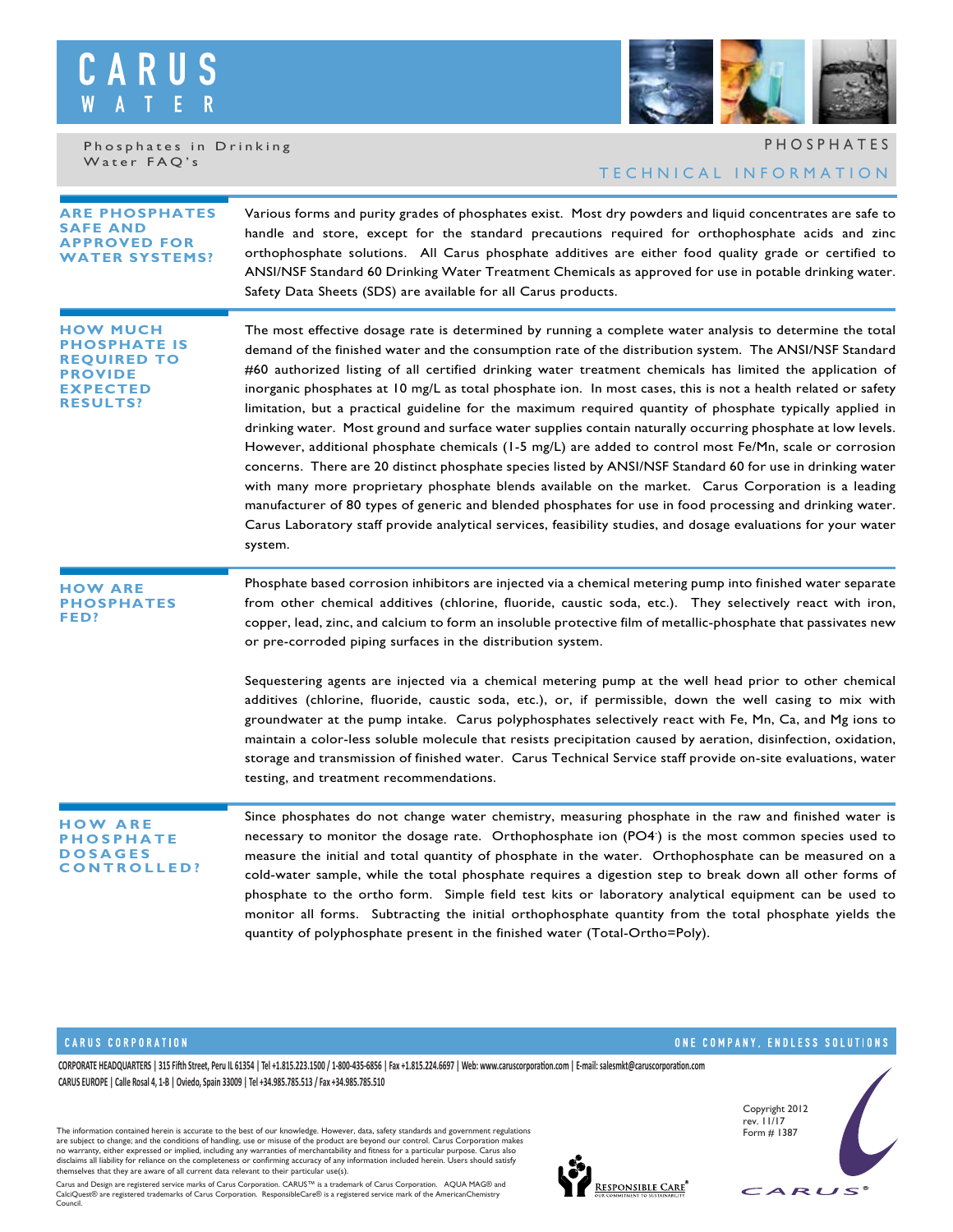# CARUS WATER

Phosphates in Drinking Water FAQ's

PHOSPHATES

TECHNICAL INFORMATION

## ARE PHOSPHATES SAFE AND APPROVED FOR WATER SYSTEMS?

Various forms and purity grades of phosphates exist. Most dry powders and liquid concentrates are safe to handle and store, except for the standard precautions required for orthophosphate acids and zinc orthophosphate solutions. All Carus phosphate additives are either food quality grade or certified to ANSI/NSF Standard 60 Drinking Water Treatment Chemicals as approved for use in potable drinking water. Safety Data Sheets (SDS) are available for all Carus products.

## HOW MUCH PHOSPHATE IS REQUIRED TO PROVIDE EXPECTED RESULTS?

The most effective dosage rate is determined by running a complete water analysis to determine the total demand of the finished water and the consumption rate of the distribution system. The ANSI/NSF Standard #60 authorized listing of all certified drinking water treatment chemicals has limited the application of inorganic phosphates at 10 mg/L as total phosphate ion. In most cases, this is not a health related or safety limitation, but a practical guideline for the maximum required quantity of phosphate typically applied in drinking water. Most ground and surface water supplies contain naturally occurring phosphate at low levels. However, additional phosphate chemicals (1-5 mg/L) are added to control most Fe/Mn, scale or corrosion concerns. There are 20 distinct phosphate species listed by ANSI/NSF Standard 60 for use in drinking water with many more proprietary phosphate blends available on the market. Carus Corporation is a leading manufacturer of 80 types of generic and blended phosphates for use in food processing and drinking water. Carus Laboratory staff provide analytical services, feasibility studies, and dosage evaluations for your water system.

## HOW ARE PHOSPHATES FED?

Phosphate based corrosion inhibitors are injected via a chemical metering pump into finished water separate from other chemical additives (chlorine, fluoride, caustic soda, etc.). They selectively react with iron, copper, lead, zinc, and calcium to form an insoluble protective film of metallic-phosphate that passivates new or pre-corroded piping surfaces in the distribution system.

Sequestering agents are injected via a chemical metering pump at the well head prior to other chemical additives (chlorine, fluoride, caustic soda, etc.), or, if permissible, down the well casing to mix with groundwater at the pump intake. Carus polyphosphates selectively react with Fe, Mn, Ca, and Mg ions to maintain a color-less soluble molecule that resists precipitation caused by aeration, disinfection, oxidation, storage and transmission of finished water. Carus Technical Service staff provide on-site evaluations, water testing, and treatment recommendations.

## HOW ARE PHOSPHATE DOSAGES CONTROLLED?

Since phosphates do not change water chemistry, measuring phosphate in the raw and finished water is necessary to monitor the dosage rate. Orthophosphate ion ($PO_4^-$) is the most common species used to measure the initial and total quantity of phosphate in the water. Orthophosphate can be measured on a cold-water sample, while the total phosphate requires a digestion step to break down all other forms of phosphate to the ortho form. Simple field test kits or laboratory analytical equipment can be used to monitor all forms. Subtracting the initial orthophosphate quantity from the total phosphate yields the quantity of polyphosphate present in the finished water (Total-Ortho=Poly).

CARUS CORPORATION — ONE COMPANY, ENDLESS SOLUTIONS

CORPORATE HEADQUARTERS | 315 Fifth Street, Peru IL 61354 | Tel +1.815.223.1500 / 1-800-435-6856 | Fax +1.815.224.6697 | Web: www.caruscorporation.com | E-mail: salesmkt@caruscorporation.com

CARUS EUROPE | Calle Rosal 4, 1-B | Oviedo, Spain 33009 | Tel +34.985.785.513 / Fax +34.985.785.510

The information contained herein is accurate to the best of our knowledge. However, data, safety standards and government regulations are subject to change; and the conditions of handling, use or misuse of the product are beyond our control. Carus Corporation makes no warranty, either expressed or implied, including any warranties of merchantability and fitness for a particular purpose. Carus also disclaims all liability for reliance on the completeness or confirming accuracy of any information included herein. Users should satisfy themselves that they are aware of all current data relevant to their particular use(s).

Carus and Design are registered service marks of Carus Corporation. CARUS™ is a trademark of Carus Corporation. AQUA MAG® and CalciQuest® are registered trademarks of Carus Corporation. ResponsibleCare® is a registered service mark of the AmericanChemistry Council.

Copyright 2012
rev. 11/17
Form # 1387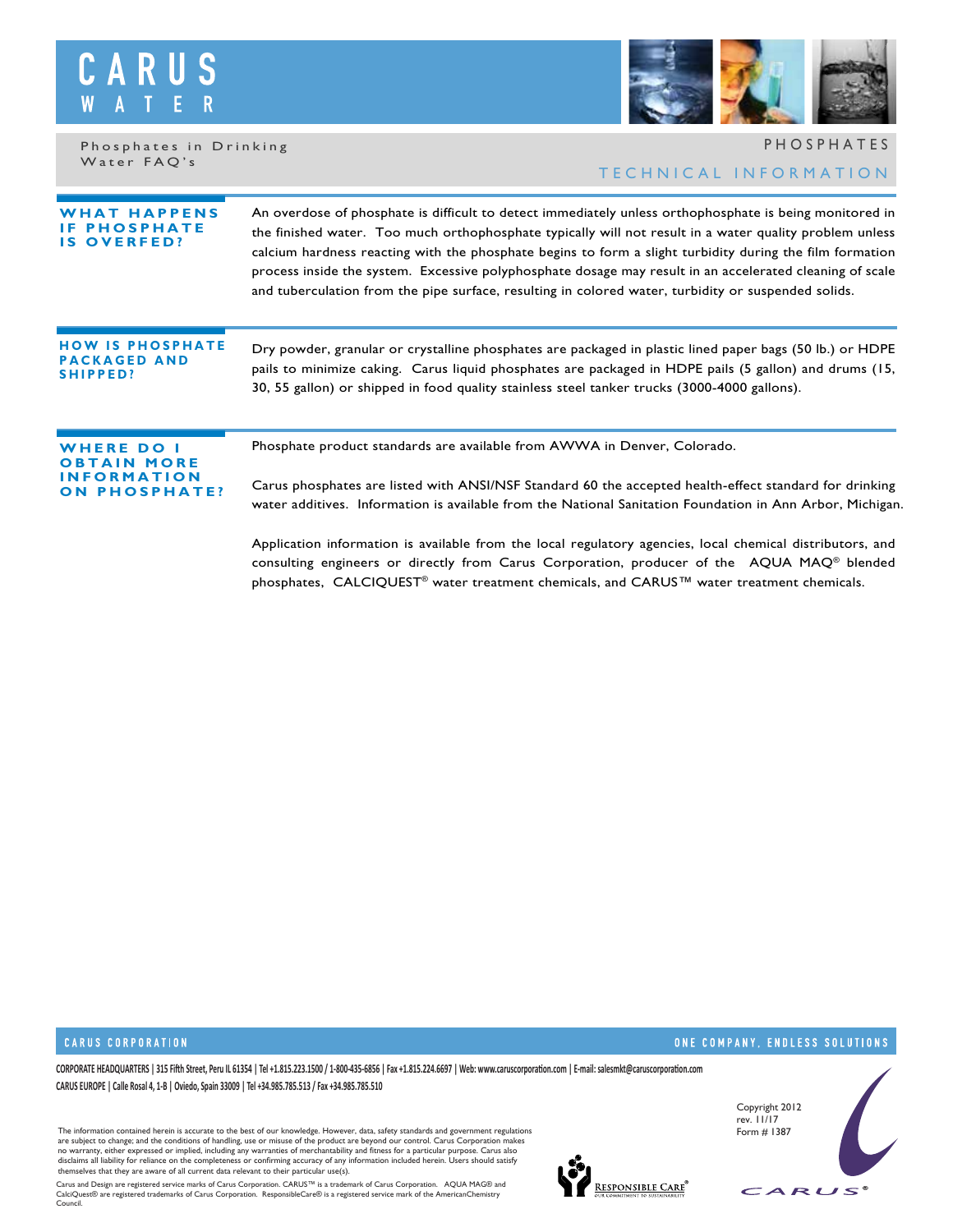## WHAT HAPPENS IF PHOSPHATE IS OVERFED?

An overdose of phosphate is difficult to detect immediately unless orthophosphate is being monitored in the finished water. Too much orthophosphate typically will not result in a water quality problem unless calcium hardness reacting with the phosphate begins to form a slight turbidity during the film formation process inside the system. Excessive polyphosphate dosage may result in an accelerated cleaning of scale and tuberculation from the pipe surface, resulting in colored water, turbidity or suspended solids.

## HOW IS PHOSPHATE PACKAGED AND SHIPPED?

Dry powder, granular or crystalline phosphates are packaged in plastic lined paper bags (50 lb.) or HDPE pails to minimize caking. Carus liquid phosphates are packaged in HDPE pails (5 gallon) and drums (15, 30, 55 gallon) or shipped in food quality stainless steel tanker trucks (3000-4000 gallons).

## WHERE DO I OBTAIN MORE INFORMATION ON PHOSPHATE?

Phosphate product standards are available from AWWA in Denver, Colorado.

Carus phosphates are listed with ANSI/NSF Standard 60 the accepted health-effect standard for drinking water additives. Information is available from the National Sanitation Foundation in Ann Arbor, Michigan.

Application information is available from the local regulatory agencies, local chemical distributors, and consulting engineers or directly from Carus Corporation, producer of the AQUA MAQ® blended phosphates, CALCIQUEST® water treatment chemicals, and CARUS™ water treatment chemicals.

CARUS CORPORATION — ONE COMPANY, ENDLESS SOLUTIONS

CORPORATE HEADQUARTERS | 315 Fifth Street, Peru IL 61354 | Tel +1.815.223.1500 / 1-800-435-6856 | Fax +1.815.224.6697 | Web: www.caruscorporation.com | E-mail: salesmkt@caruscorporation.com

CARUS EUROPE | Calle Rosal 4, 1-B | Oviedo, Spain 33009 | Tel +34.985.785.513 / Fax +34.985.785.510

The information contained herein is accurate to the best of our knowledge. However, data, safety standards and government regulations are subject to change; and the conditions of handling, use or misuse of the product are beyond our control. Carus Corporation makes no warranty, either expressed or implied, including any warranties of merchantability and fitness for a particular purpose. Carus also disclaims all liability for reliance on the completeness or confirming accuracy of any information included herein. Users should satisfy themselves that they are aware of all current data relevant to their particular use(s).

Carus and Design are registered service marks of Carus Corporation. CARUS™ is a trademark of Carus Corporation. AQUA MAG® and CalciQuest® are registered trademarks of Carus Corporation. ResponsibleCare® is a registered service mark of the AmericanChemistry Council.

Copyright 2012
rev. 11/17
Form # 1387